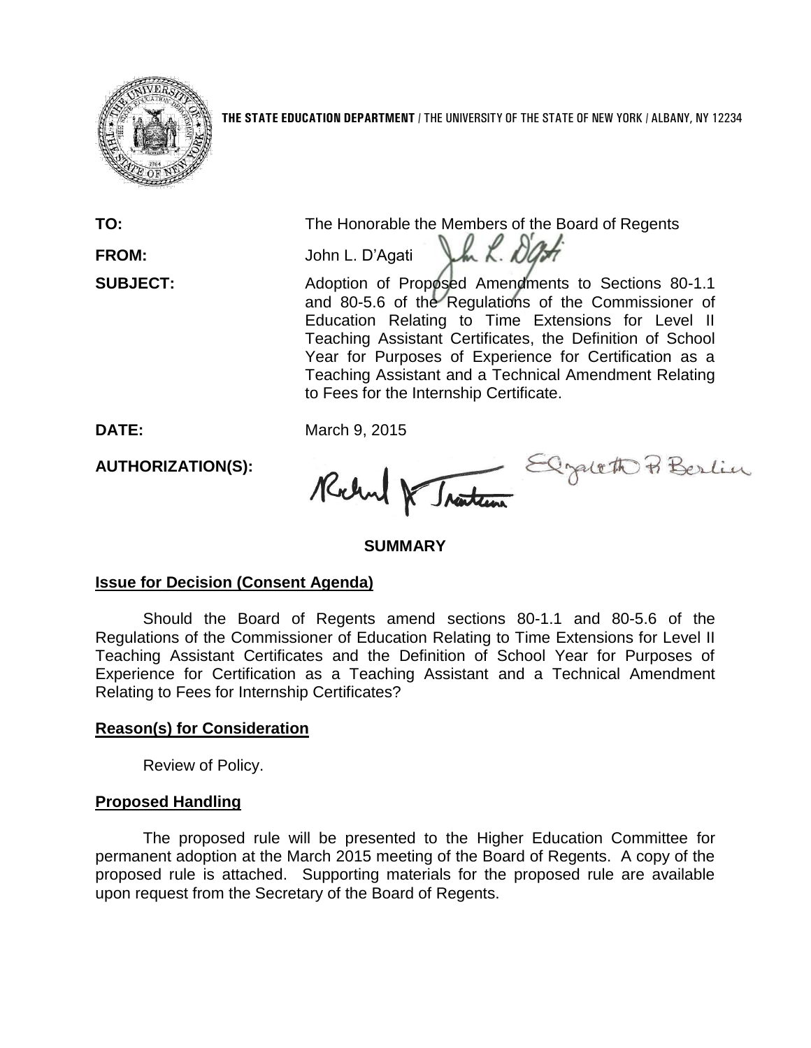**THE STATE EDUCATION DEPARTMENT** / THE UNIVERSITY OF THE STATE OF NEW YORK / ALBANY, NY 12234

**TO:** The Honorable the Members of the Board of Regents

**FROM:** John L. D'Agati

**SUBJECT:** Adoption of Proposed Amendments to Sections 80-1.1 and 80-5.6 of the Regulations of the Commissioner of Education Relating to Time Extensions for Level II Teaching Assistant Certificates, the Definition of School Year for Purposes of Experience for Certification as a Teaching Assistant and a Technical Amendment Relating to Fees for the Internship Certificate.

**DATE:** March 9, 2015

**AUTHORIZATION(S):**

## SUMMARY

### Issue for Decision (Consent Agenda)

Should the Board of Regents amend sections 80-1.1 and 80-5.6 of the Regulations of the Commissioner of Education Relating to Time Extensions for Level II Teaching Assistant Certificates and the Definition of School Year for Purposes of Experience for Certification as a Teaching Assistant and a Technical Amendment Relating to Fees for Internship Certificates?

### Reason(s) for Consideration

Review of Policy.

### Proposed Handling

The proposed rule will be presented to the Higher Education Committee for permanent adoption at the March 2015 meeting of the Board of Regents. A copy of the proposed rule is attached. Supporting materials for the proposed rule are available upon request from the Secretary of the Board of Regents.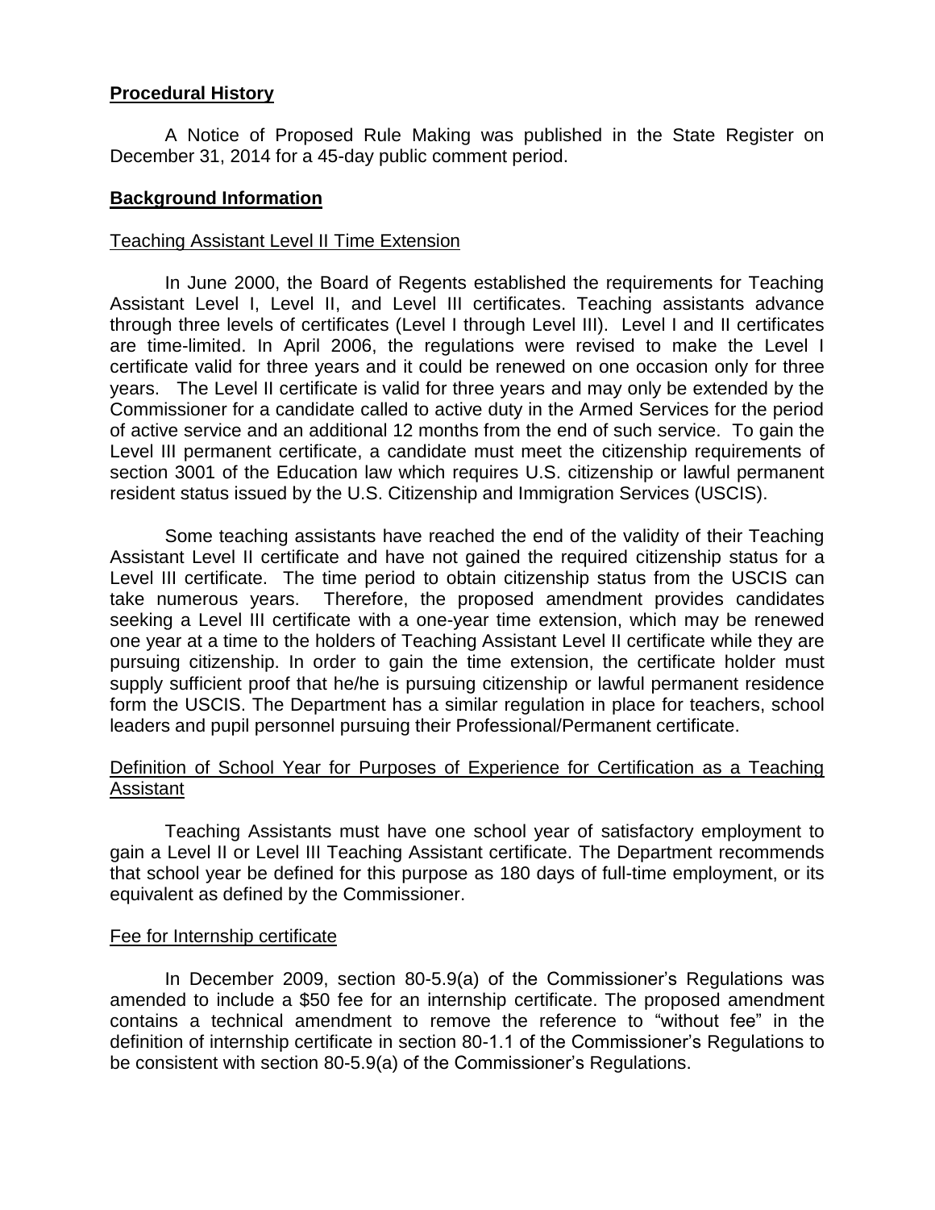**Procedural History**

A Notice of Proposed Rule Making was published in the State Register on December 31, 2014 for a 45-day public comment period.

**Background Information**

Teaching Assistant Level II Time Extension

In June 2000, the Board of Regents established the requirements for Teaching Assistant Level I, Level II, and Level III certificates. Teaching assistants advance through three levels of certificates (Level I through Level III). Level I and II certificates are time-limited. In April 2006, the regulations were revised to make the Level I certificate valid for three years and it could be renewed on one occasion only for three years. The Level II certificate is valid for three years and may only be extended by the Commissioner for a candidate called to active duty in the Armed Services for the period of active service and an additional 12 months from the end of such service. To gain the Level III permanent certificate, a candidate must meet the citizenship requirements of section 3001 of the Education law which requires U.S. citizenship or lawful permanent resident status issued by the U.S. Citizenship and Immigration Services (USCIS).

Some teaching assistants have reached the end of the validity of their Teaching Assistant Level II certificate and have not gained the required citizenship status for a Level III certificate. The time period to obtain citizenship status from the USCIS can take numerous years. Therefore, the proposed amendment provides candidates seeking a Level III certificate with a one-year time extension, which may be renewed one year at a time to the holders of Teaching Assistant Level II certificate while they are pursuing citizenship. In order to gain the time extension, the certificate holder must supply sufficient proof that he/he is pursuing citizenship or lawful permanent residence form the USCIS. The Department has a similar regulation in place for teachers, school leaders and pupil personnel pursuing their Professional/Permanent certificate.

Definition of School Year for Purposes of Experience for Certification as a Teaching Assistant

Teaching Assistants must have one school year of satisfactory employment to gain a Level II or Level III Teaching Assistant certificate. The Department recommends that school year be defined for this purpose as 180 days of full-time employment, or its equivalent as defined by the Commissioner.

Fee for Internship certificate

In December 2009, section 80-5.9(a) of the Commissioner's Regulations was amended to include a $50 fee for an internship certificate. The proposed amendment contains a technical amendment to remove the reference to "without fee" in the definition of internship certificate in section 80-1.1 of the Commissioner's Regulations to be consistent with section 80-5.9(a) of the Commissioner's Regulations.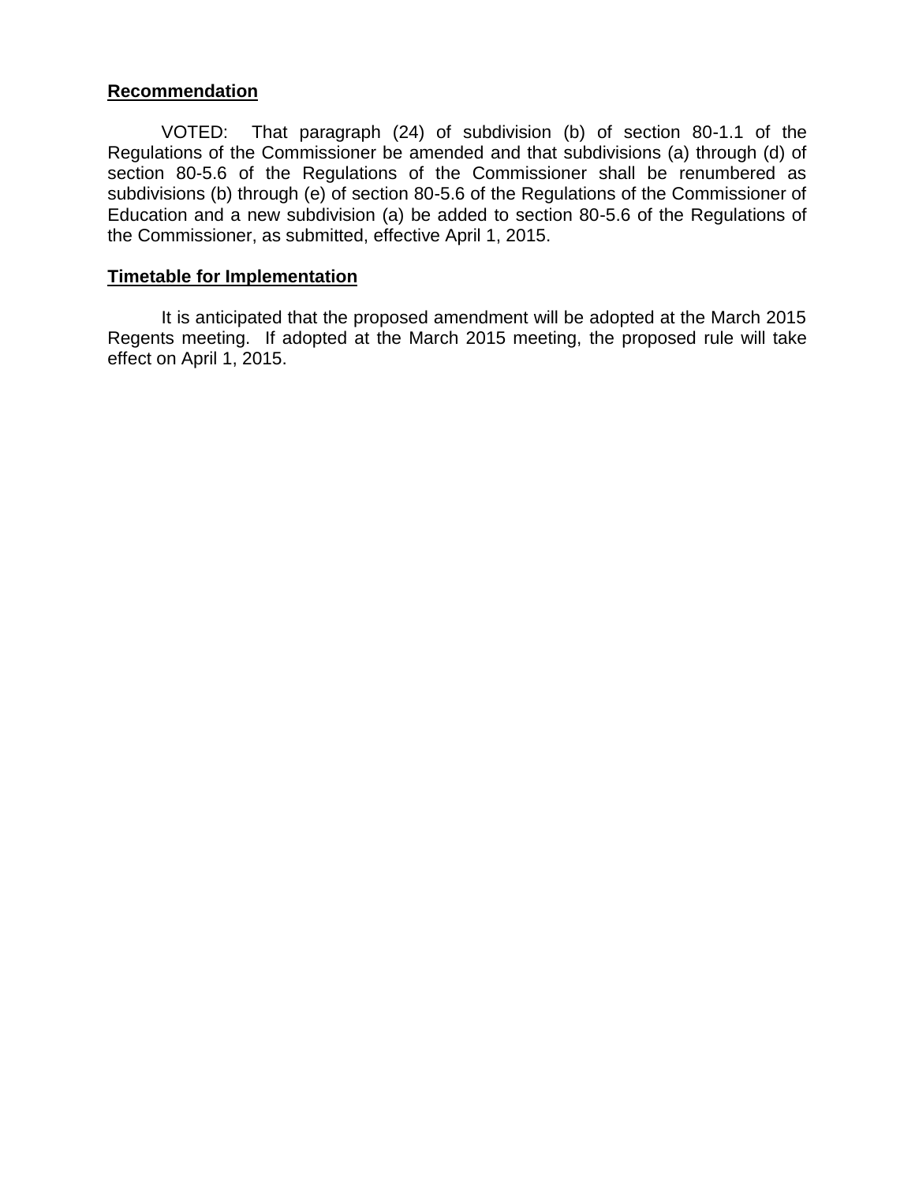**Recommendation**

VOTED: That paragraph (24) of subdivision (b) of section 80-1.1 of the Regulations of the Commissioner be amended and that subdivisions (a) through (d) of section 80-5.6 of the Regulations of the Commissioner shall be renumbered as subdivisions (b) through (e) of section 80-5.6 of the Regulations of the Commissioner of Education and a new subdivision (a) be added to section 80-5.6 of the Regulations of the Commissioner, as submitted, effective April 1, 2015.

**Timetable for Implementation**

It is anticipated that the proposed amendment will be adopted at the March 2015 Regents meeting. If adopted at the March 2015 meeting, the proposed rule will take effect on April 1, 2015.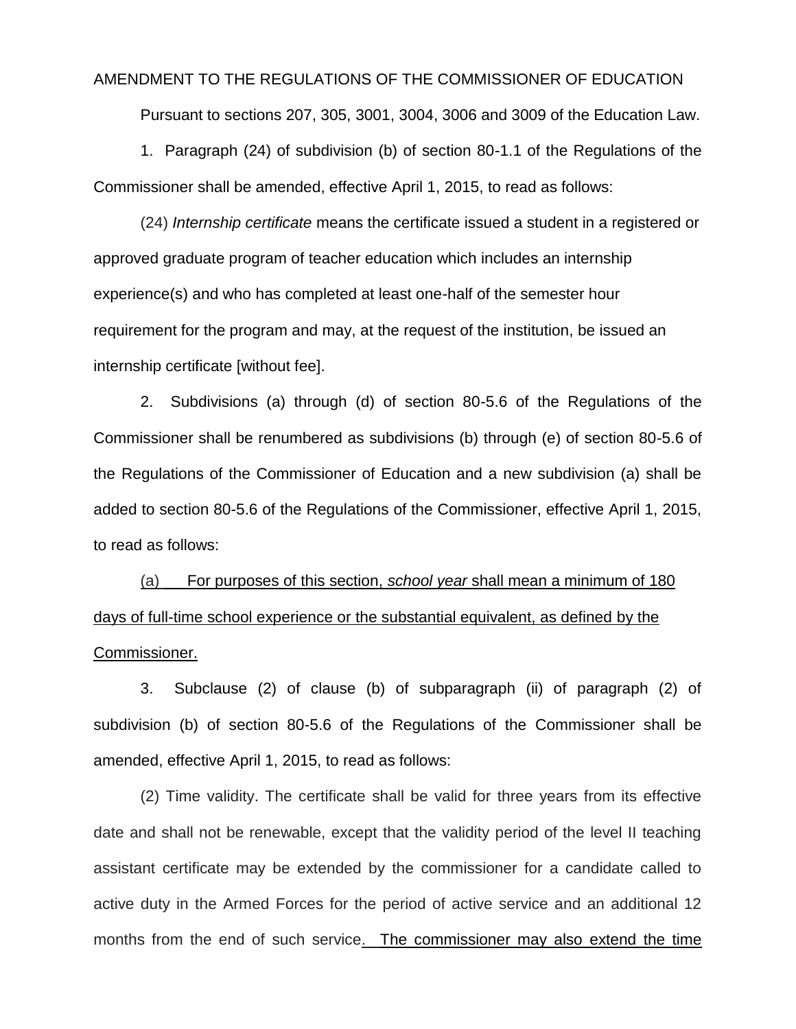AMENDMENT TO THE REGULATIONS OF THE COMMISSIONER OF EDUCATION

Pursuant to sections 207, 305, 3001, 3004, 3006 and 3009 of the Education Law.

1. Paragraph (24) of subdivision (b) of section 80-1.1 of the Regulations of the Commissioner shall be amended, effective April 1, 2015, to read as follows:

(24) *Internship certificate* means the certificate issued a student in a registered or approved graduate program of teacher education which includes an internship experience(s) and who has completed at least one-half of the semester hour requirement for the program and may, at the request of the institution, be issued an internship certificate [without fee].

2. Subdivisions (a) through (d) of section 80-5.6 of the Regulations of the Commissioner shall be renumbered as subdivisions (b) through (e) of section 80-5.6 of the Regulations of the Commissioner of Education and a new subdivision (a) shall be added to section 80-5.6 of the Regulations of the Commissioner, effective April 1, 2015, to read as follows:

<u>(a) For purposes of this section, *school year* shall mean a minimum of 180 days of full-time school experience or the substantial equivalent, as defined by the Commissioner.</u>

3. Subclause (2) of clause (b) of subparagraph (ii) of paragraph (2) of subdivision (b) of section 80-5.6 of the Regulations of the Commissioner shall be amended, effective April 1, 2015, to read as follows:

(2) Time validity. The certificate shall be valid for three years from its effective date and shall not be renewable, except that the validity period of the level II teaching assistant certificate may be extended by the commissioner for a candidate called to active duty in the Armed Forces for the period of active service and an additional 12 months from the end of such service<u>. The commissioner may also extend the time</u>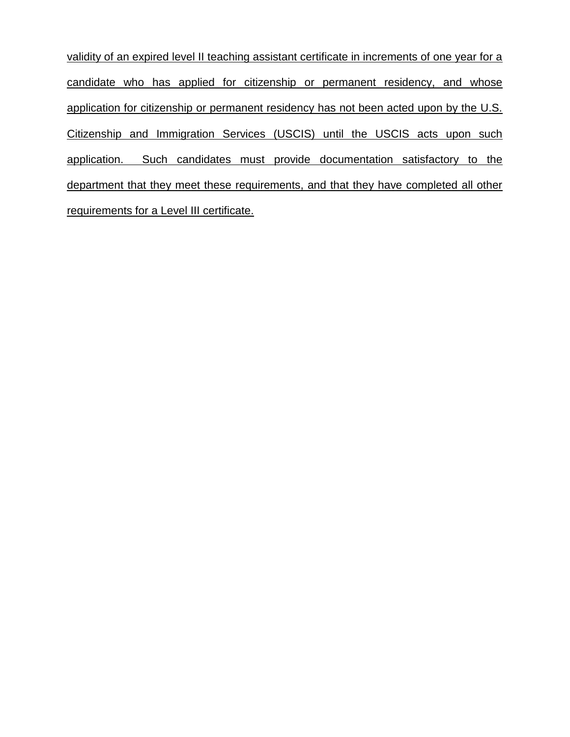validity of an expired level II teaching assistant certificate in increments of one year for a candidate who has applied for citizenship or permanent residency, and whose application for citizenship or permanent residency has not been acted upon by the U.S. Citizenship and Immigration Services (USCIS) until the USCIS acts upon such application. Such candidates must provide documentation satisfactory to the department that they meet these requirements, and that they have completed all other requirements for a Level III certificate.